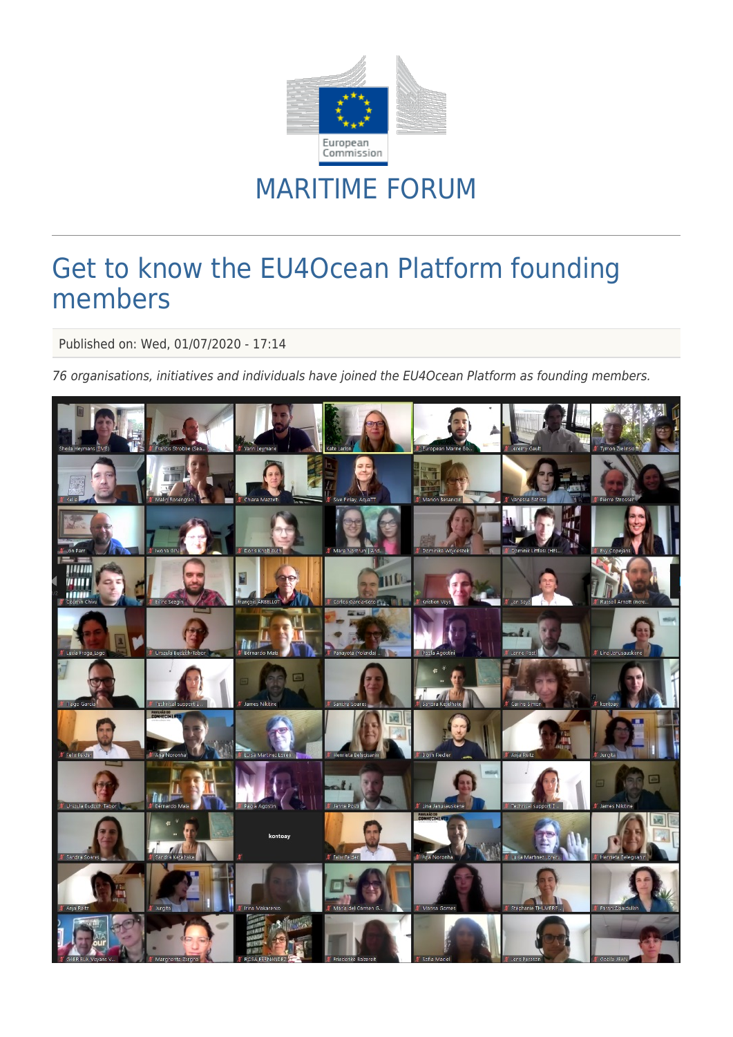MARITIME FORUM

# Get to know the EU4Ocean Platform founding members

Published on: Wed, 01/07/2020 - 17:14

*76 organisations, initiatives and individuals have joined the EU4Ocean Platform as founding members.*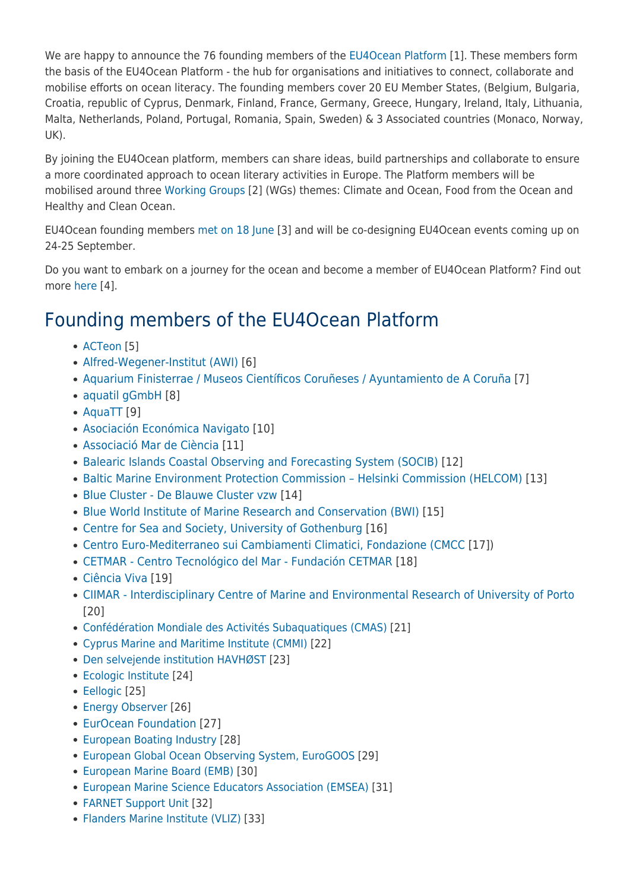We are happy to announce the 76 founding members of the EU4Ocean Platform [1]. These members form the basis of the EU4Ocean Platform - the hub for organisations and initiatives to connect, collaborate and mobilise efforts on ocean literacy. The founding members cover 20 EU Member States, (Belgium, Bulgaria, Croatia, republic of Cyprus, Denmark, Finland, France, Germany, Greece, Hungary, Ireland, Italy, Lithuania, Malta, Netherlands, Poland, Portugal, Romania, Spain, Sweden) & 3 Associated countries (Monaco, Norway, UK).

By joining the EU4Ocean platform, members can share ideas, build partnerships and collaborate to ensure a more coordinated approach to ocean literary activities in Europe. The Platform members will be mobilised around three Working Groups [2] (WGs) themes: Climate and Ocean, Food from the Ocean and Healthy and Clean Ocean.

EU4Ocean founding members met on 18 June [3] and will be co-designing EU4Ocean events coming up on 24-25 September.

Do you want to embark on a journey for the ocean and become a member of EU4Ocean Platform? Find out more here [4].

## Founding members of the EU4Ocean Platform

- ACTeon [5]
- Alfred-Wegener-Institut (AWI) [6]
- Aquarium Finisterrae / Museos Científicos Coruñeses / Ayuntamiento de A Coruña [7]
- aquatil gGmbH [8]
- AquaTT [9]
- Asociación Económica Navigato [10]
- Associació Mar de Ciència [11]
- Balearic Islands Coastal Observing and Forecasting System (SOCIB) [12]
- Baltic Marine Environment Protection Commission – Helsinki Commission (HELCOM) [13]
- Blue Cluster - De Blauwe Cluster vzw [14]
- Blue World Institute of Marine Research and Conservation (BWI) [15]
- Centre for Sea and Society, University of Gothenburg [16]
- Centro Euro-Mediterraneo sui Cambiamenti Climatici, Fondazione (CMCC [17])
- CETMAR - Centro Tecnológico del Mar - Fundación CETMAR [18]
- Ciência Viva [19]
- CIIMAR - Interdisciplinary Centre of Marine and Environmental Research of University of Porto [20]
- Confédération Mondiale des Activités Subaquatiques (CMAS) [21]
- Cyprus Marine and Maritime Institute (CMMI) [22]
- Den selvejende institution HAVHØST [23]
- Ecologic Institute [24]
- Eellogic [25]
- Energy Observer [26]
- EurOcean Foundation [27]
- European Boating Industry [28]
- European Global Ocean Observing System, EuroGOOS [29]
- European Marine Board (EMB) [30]
- European Marine Science Educators Association (EMSEA) [31]
- FARNET Support Unit [32]
- Flanders Marine Institute (VLIZ) [33]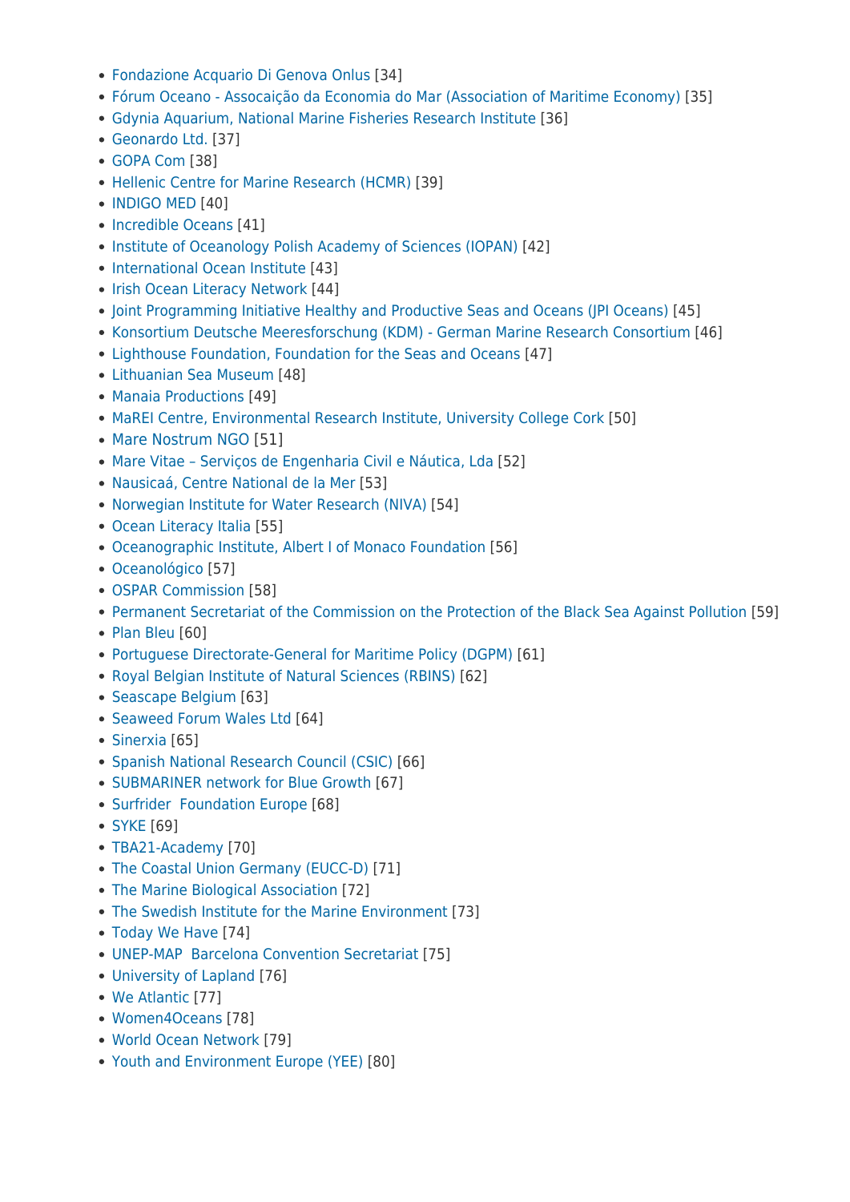- Fondazione Acquario Di Genova Onlus [34]
- Fórum Oceano - Associação da Economia do Mar (Association of Maritime Economy) [35]
- Gdynia Aquarium, National Marine Fisheries Research Institute [36]
- Geonardo Ltd. [37]
- GOPA Com [38]
- Hellenic Centre for Marine Research (HCMR) [39]
- INDIGO MED [40]
- Incredible Oceans [41]
- Institute of Oceanology Polish Academy of Sciences (IOPAN) [42]
- International Ocean Institute [43]
- Irish Ocean Literacy Network [44]
- Joint Programming Initiative Healthy and Productive Seas and Oceans (JPI Oceans) [45]
- Konsortium Deutsche Meeresforschung (KDM) - German Marine Research Consortium [46]
- Lighthouse Foundation, Foundation for the Seas and Oceans [47]
- Lithuanian Sea Museum [48]
- Manaia Productions [49]
- MaREI Centre, Environmental Research Institute, University College Cork [50]
- Mare Nostrum NGO [51]
- Mare Vitae – Serviços de Engenharia Civil e Náutica, Lda [52]
- Nausicaá, Centre National de la Mer [53]
- Norwegian Institute for Water Research (NIVA) [54]
- Ocean Literacy Italia [55]
- Oceanographic Institute, Albert I of Monaco Foundation [56]
- Oceanológico [57]
- OSPAR Commission [58]
- Permanent Secretariat of the Commission on the Protection of the Black Sea Against Pollution [59]
- Plan Bleu [60]
- Portuguese Directorate-General for Maritime Policy (DGPM) [61]
- Royal Belgian Institute of Natural Sciences (RBINS) [62]
- Seascape Belgium [63]
- Seaweed Forum Wales Ltd [64]
- Sinerxia [65]
- Spanish National Research Council (CSIC) [66]
- SUBMARINER network for Blue Growth [67]
- Surfrider Foundation Europe [68]
- SYKE [69]
- TBA21-Academy [70]
- The Coastal Union Germany (EUCC-D) [71]
- The Marine Biological Association [72]
- The Swedish Institute for the Marine Environment [73]
- Today We Have [74]
- UNEP-MAP Barcelona Convention Secretariat [75]
- University of Lapland [76]
- We Atlantic [77]
- Women4Oceans [78]
- World Ocean Network [79]
- Youth and Environment Europe (YEE) [80]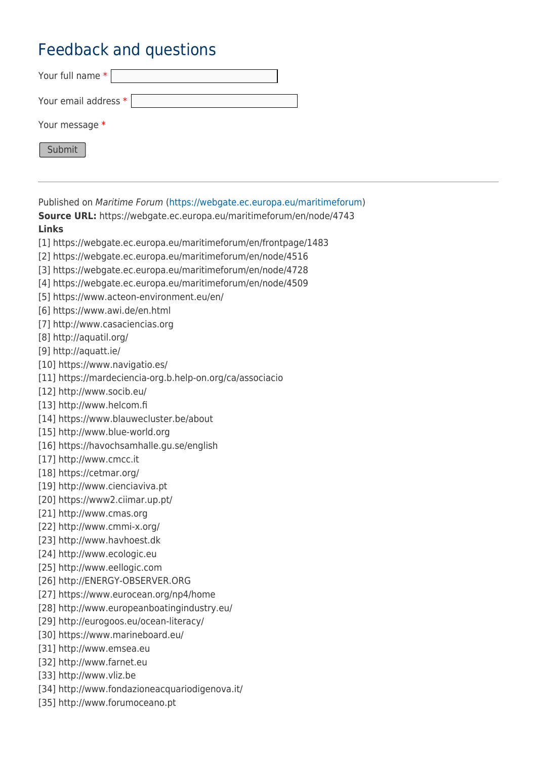## Feedback and questions

Your full name *

Your email address *

Your message *

Submit

---

Published on *Maritime Forum* (https://webgate.ec.europa.eu/maritimeforum)

**Source URL:** https://webgate.ec.europa.eu/maritimeforum/en/node/4743

**Links**

[1] https://webgate.ec.europa.eu/maritimeforum/en/frontpage/1483
[2] https://webgate.ec.europa.eu/maritimeforum/en/node/4516
[3] https://webgate.ec.europa.eu/maritimeforum/en/node/4728
[4] https://webgate.ec.europa.eu/maritimeforum/en/node/4509
[5] https://www.acteon-environment.eu/en/
[6] https://www.awi.de/en.html
[7] http://www.casaciencias.org
[8] http://aquatil.org/
[9] http://aquatt.ie/
[10] https://www.navigatio.es/
[11] https://mardeciencia-org.b.help-on.org/ca/associacio
[12] http://www.socib.eu/
[13] http://www.helcom.fi
[14] https://www.blauwecluster.be/about
[15] http://www.blue-world.org
[16] https://havochsamhalle.gu.se/english
[17] http://www.cmcc.it
[18] https://cetmar.org/
[19] http://www.cienciaviva.pt
[20] https://www2.ciimar.up.pt/
[21] http://www.cmas.org
[22] http://www.cmmi-x.org/
[23] http://www.havhoest.dk
[24] http://www.ecologic.eu
[25] http://www.eellogic.com
[26] http://ENERGY-OBSERVER.ORG
[27] https://www.eurocean.org/np4/home
[28] http://www.europeanboatingindustry.eu/
[29] http://eurogoos.eu/ocean-literacy/
[30] https://www.marineboard.eu/
[31] http://www.emsea.eu
[32] http://www.farnet.eu
[33] http://www.vliz.be
[34] http://www.fondazioneacquariodigenova.it/
[35] http://www.forumoceano.pt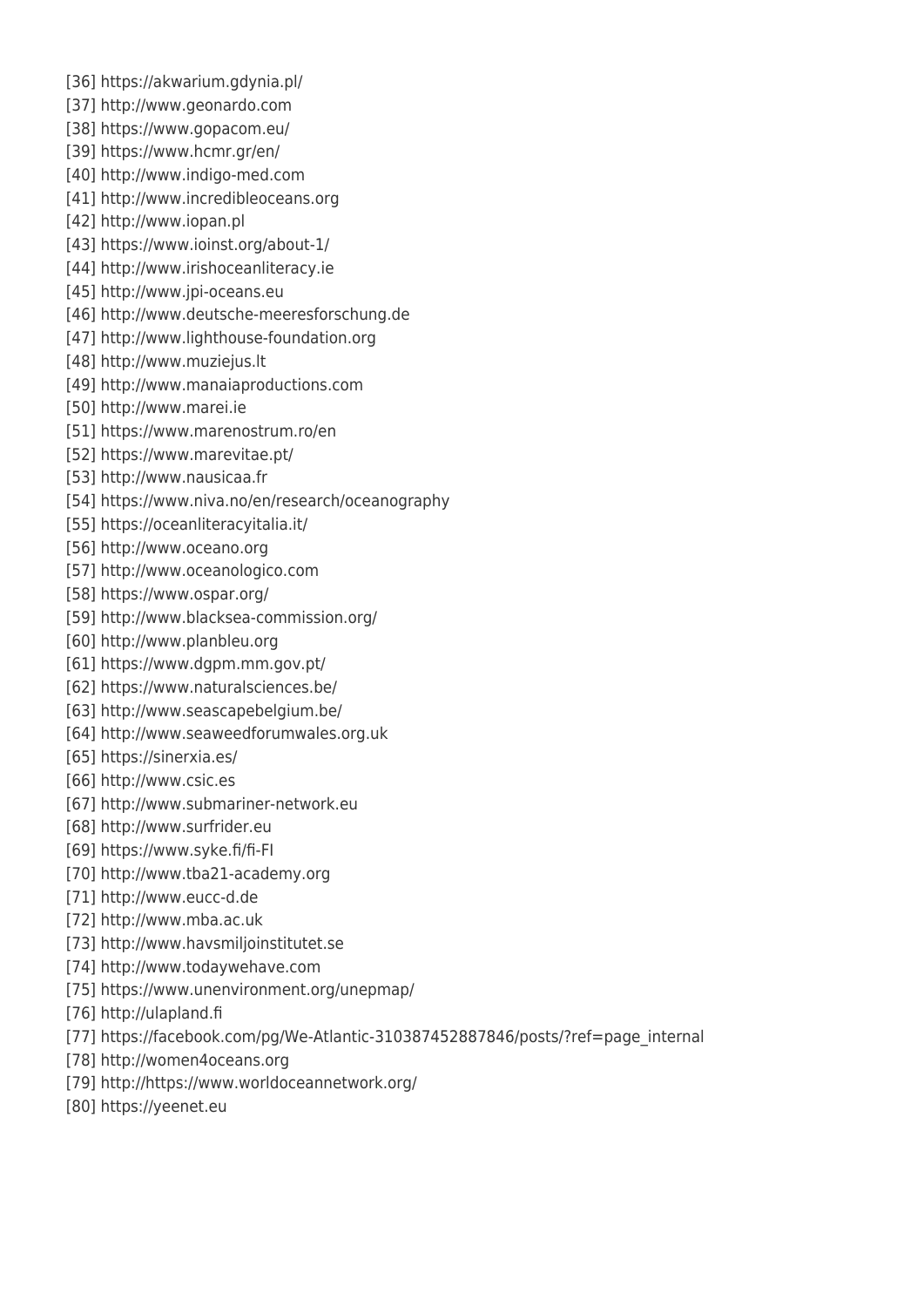[36] https://akwarium.gdynia.pl/
[37] http://www.geonardo.com
[38] https://www.gopacom.eu/
[39] https://www.hcmr.gr/en/
[40] http://www.indigo-med.com
[41] http://www.incredibleoceans.org
[42] http://www.iopan.pl
[43] https://www.ioinst.org/about-1/
[44] http://www.irishoceanliteracy.ie
[45] http://www.jpi-oceans.eu
[46] http://www.deutsche-meeresforschung.de
[47] http://www.lighthouse-foundation.org
[48] http://www.muziejus.lt
[49] http://www.manaiaproductions.com
[50] http://www.marei.ie
[51] https://www.marenostrum.ro/en
[52] https://www.marevitae.pt/
[53] http://www.nausicaa.fr
[54] https://www.niva.no/en/research/oceanography
[55] https://oceanliteracyitalia.it/
[56] http://www.oceano.org
[57] http://www.oceanologico.com
[58] https://www.ospar.org/
[59] http://www.blacksea-commission.org/
[60] http://www.planbleu.org
[61] https://www.dgpm.mm.gov.pt/
[62] https://www.naturalsciences.be/
[63] http://www.seascapebelgium.be/
[64] http://www.seaweedforumwales.org.uk
[65] https://sinerxia.es/
[66] http://www.csic.es
[67] http://www.submariner-network.eu
[68] http://www.surfrider.eu
[69] https://www.syke.fi/fi-FI
[70] http://www.tba21-academy.org
[71] http://www.eucc-d.de
[72] http://www.mba.ac.uk
[73] http://www.havsmiljoinstitutet.se
[74] http://www.todaywehave.com
[75] https://www.unenvironment.org/unepmap/
[76] http://ulapland.fi
[77] https://facebook.com/pg/We-Atlantic-310387452887846/posts/?ref=page_internal
[78] http://women4oceans.org
[79] http://https://www.worldoceannetwork.org/
[80] https://yeenet.eu